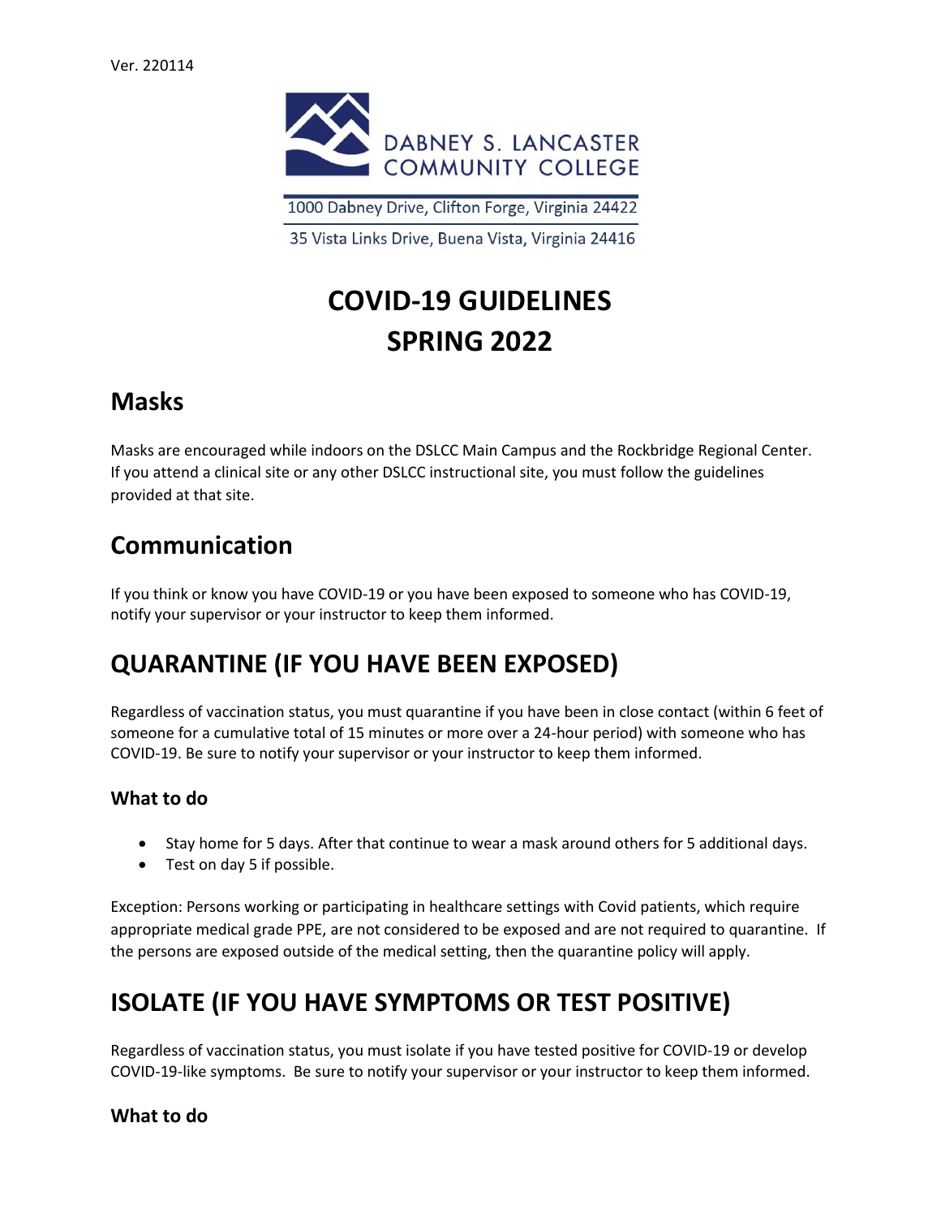Ver. 220114

DABNEY S. LANCASTER COMMUNITY COLLEGE

1000 Dabney Drive, Clifton Forge, Virginia 24422

35 Vista Links Drive, Buena Vista, Virginia 24416

# COVID-19 GUIDELINES SPRING 2022

## Masks

Masks are encouraged while indoors on the DSLCC Main Campus and the Rockbridge Regional Center. If you attend a clinical site or any other DSLCC instructional site, you must follow the guidelines provided at that site.

## Communication

If you think or know you have COVID-19 or you have been exposed to someone who has COVID-19, notify your supervisor or your instructor to keep them informed.

## QUARANTINE (IF YOU HAVE BEEN EXPOSED)

Regardless of vaccination status, you must quarantine if you have been in close contact (within 6 feet of someone for a cumulative total of 15 minutes or more over a 24-hour period) with someone who has COVID-19. Be sure to notify your supervisor or your instructor to keep them informed.

### What to do

- Stay home for 5 days. After that continue to wear a mask around others for 5 additional days.
- Test on day 5 if possible.

Exception: Persons working or participating in healthcare settings with Covid patients, which require appropriate medical grade PPE, are not considered to be exposed and are not required to quarantine. If the persons are exposed outside of the medical setting, then the quarantine policy will apply.

## ISOLATE (IF YOU HAVE SYMPTOMS OR TEST POSITIVE)

Regardless of vaccination status, you must isolate if you have tested positive for COVID-19 or develop COVID-19-like symptoms. Be sure to notify your supervisor or your instructor to keep them informed.

### What to do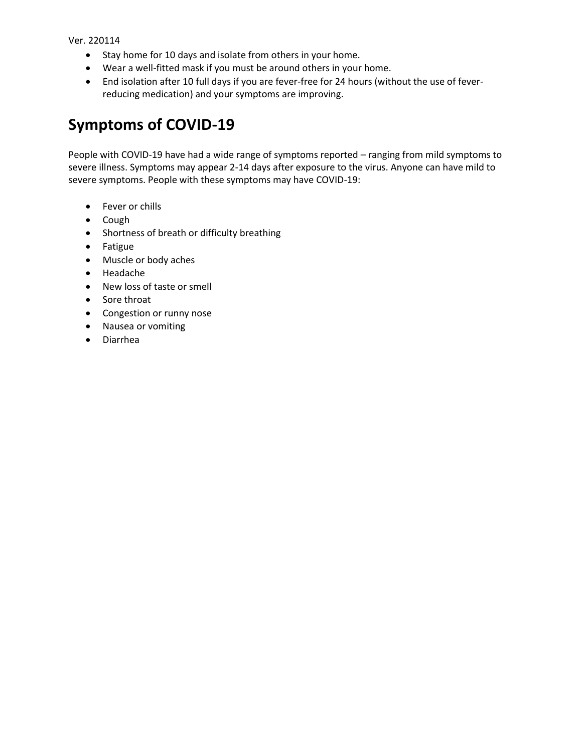Ver. 220114

- Stay home for 10 days and isolate from others in your home.
- Wear a well-fitted mask if you must be around others in your home.
- End isolation after 10 full days if you are fever-free for 24 hours (without the use of fever-reducing medication) and your symptoms are improving.

# Symptoms of COVID-19

People with COVID-19 have had a wide range of symptoms reported – ranging from mild symptoms to severe illness. Symptoms may appear 2-14 days after exposure to the virus. Anyone can have mild to severe symptoms. People with these symptoms may have COVID-19:

- Fever or chills
- Cough
- Shortness of breath or difficulty breathing
- Fatigue
- Muscle or body aches
- Headache
- New loss of taste or smell
- Sore throat
- Congestion or runny nose
- Nausea or vomiting
- Diarrhea